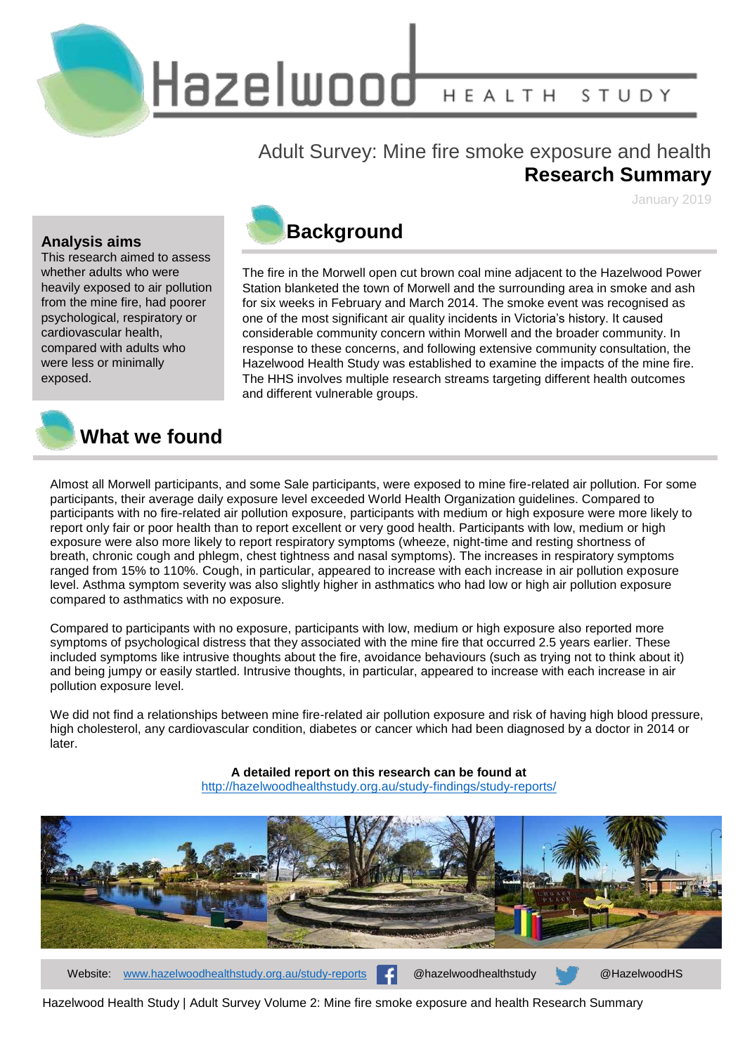# Hazelwood HEALTH STUDY

## Adult Survey: Mine fire smoke exposure and health
## **Research Summary**

January 2019

### Analysis aims

This research aimed to assess whether adults who were heavily exposed to air pollution from the mine fire, had poorer psychological, respiratory or cardiovascular health, compared with adults who were less or minimally exposed.

## Background

The fire in the Morwell open cut brown coal mine adjacent to the Hazelwood Power Station blanketed the town of Morwell and the surrounding area in smoke and ash for six weeks in February and March 2014. The smoke event was recognised as one of the most significant air quality incidents in Victoria's history. It caused considerable community concern within Morwell and the broader community. In response to these concerns, and following extensive community consultation, the Hazelwood Health Study was established to examine the impacts of the mine fire. The HHS involves multiple research streams targeting different health outcomes and different vulnerable groups.

## What we found

Almost all Morwell participants, and some Sale participants, were exposed to mine fire-related air pollution. For some participants, their average daily exposure level exceeded World Health Organization guidelines. Compared to participants with no fire-related air pollution exposure, participants with medium or high exposure were more likely to report only fair or poor health than to report excellent or very good health. Participants with low, medium or high exposure were also more likely to report respiratory symptoms (wheeze, night-time and resting shortness of breath, chronic cough and phlegm, chest tightness and nasal symptoms). The increases in respiratory symptoms ranged from 15% to 110%. Cough, in particular, appeared to increase with each increase in air pollution exposure level. Asthma symptom severity was also slightly higher in asthmatics who had low or high air pollution exposure compared to asthmatics with no exposure.

Compared to participants with no exposure, participants with low, medium or high exposure also reported more symptoms of psychological distress that they associated with the mine fire that occurred 2.5 years earlier. These included symptoms like intrusive thoughts about the fire, avoidance behaviours (such as trying not to think about it) and being jumpy or easily startled. Intrusive thoughts, in particular, appeared to increase with each increase in air pollution exposure level.

We did not find a relationships between mine fire-related air pollution exposure and risk of having high blood pressure, high cholesterol, any cardiovascular condition, diabetes or cancer which had been diagnosed by a doctor in 2014 or later.

**A detailed report on this research can be found at**
http://hazelwoodhealthstudy.org.au/study-findings/study-reports/

Website: www.hazelwoodhealthstudy.org.au/study-reports @hazelwoodhealthstudy @HazelwoodHS

Hazelwood Health Study | Adult Survey Volume 2: Mine fire smoke exposure and health Research Summary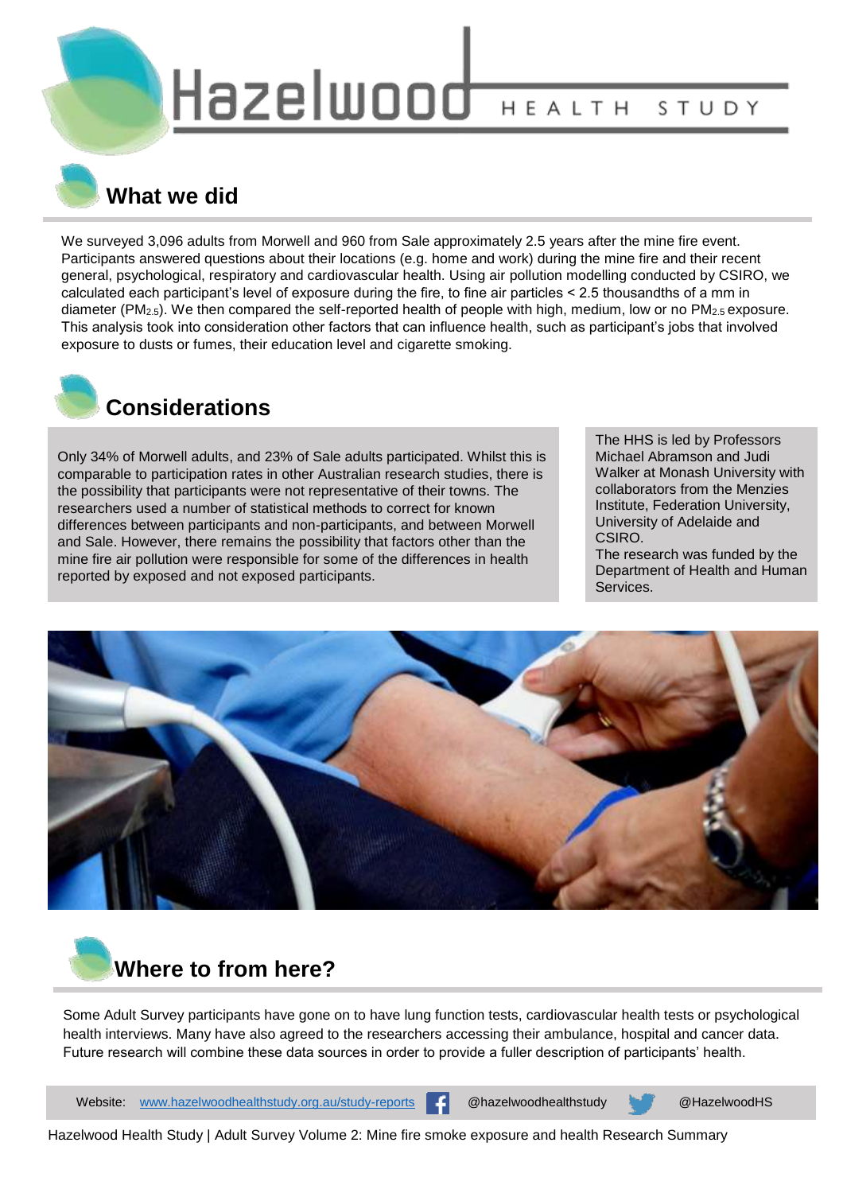# Hazelwood HEALTH STUDY

## What we did

We surveyed 3,096 adults from Morwell and 960 from Sale approximately 2.5 years after the mine fire event. Participants answered questions about their locations (e.g. home and work) during the mine fire and their recent general, psychological, respiratory and cardiovascular health. Using air pollution modelling conducted by CSIRO, we calculated each participant's level of exposure during the fire, to fine air particles < 2.5 thousandths of a mm in diameter ($PM_{2.5}$). We then compared the self-reported health of people with high, medium, low or no $PM_{2.5}$ exposure. This analysis took into consideration other factors that can influence health, such as participant's jobs that involved exposure to dusts or fumes, their education level and cigarette smoking.

## Considerations

Only 34% of Morwell adults, and 23% of Sale adults participated. Whilst this is comparable to participation rates in other Australian research studies, there is the possibility that participants were not representative of their towns. The researchers used a number of statistical methods to correct for known differences between participants and non-participants, and between Morwell and Sale. However, there remains the possibility that factors other than the mine fire air pollution were responsible for some of the differences in health reported by exposed and not exposed participants.

The HHS is led by Professors Michael Abramson and Judi Walker at Monash University with collaborators from the Menzies Institute, Federation University, University of Adelaide and CSIRO.
The research was funded by the Department of Health and Human Services.

## Where to from here?

Some Adult Survey participants have gone on to have lung function tests, cardiovascular health tests or psychological health interviews. Many have also agreed to the researchers accessing their ambulance, hospital and cancer data. Future research will combine these data sources in order to provide a fuller description of participants' health.

Website: www.hazelwoodhealthstudy.org.au/study-reports @hazelwoodhealthstudy @HazelwoodHS